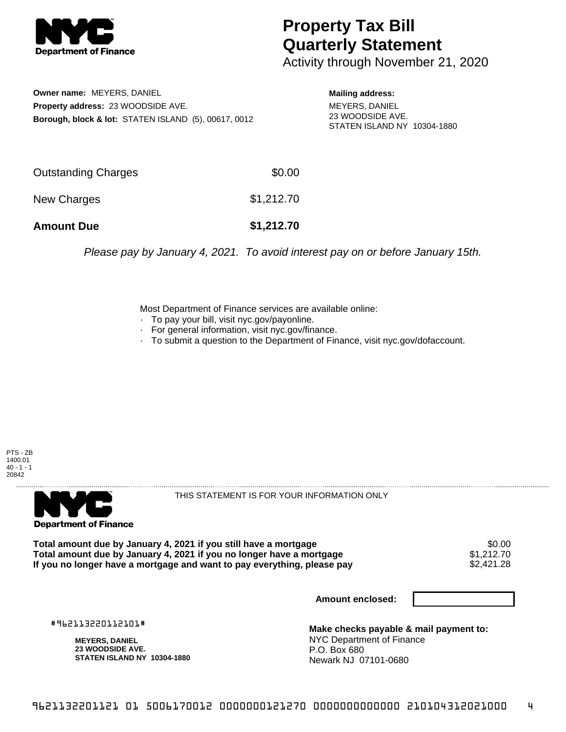# Property Tax Bill Quarterly Statement

Activity through November 21, 2020

**Owner name:** MEYERS, DANIEL
**Property address:** 23 WOODSIDE AVE.
**Borough, block & lot:** STATEN ISLAND (5), 00617, 0012

**Mailing address:**
MEYERS, DANIEL
23 WOODSIDE AVE.
STATEN ISLAND NY 10304-1880

| | |
|---|---|
| Outstanding Charges | $0.00 |
| New Charges | $1,212.70 |
| **Amount Due** | **$1,212.70** |

*Please pay by January 4, 2021. To avoid interest pay on or before January 15th.*

Most Department of Finance services are available online:
- To pay your bill, visit nyc.gov/payonline.
- For general information, visit nyc.gov/finance.
- To submit a question to the Department of Finance, visit nyc.gov/dofaccount.

PTS - ZB
1400.01
40 - 1 - 1
20842

THIS STATEMENT IS FOR YOUR INFORMATION ONLY

| | |
|---|---|
| **Total amount due by January 4, 2021 if you still have a mortgage** | $0.00 |
| **Total amount due by January 4, 2021 if you no longer have a mortgage** | $1,212.70 |
| **If you no longer have a mortgage and want to pay everything, please pay** | $2,421.28 |

**Amount enclosed:**

#962113220112101#

**MEYERS, DANIEL**
**23 WOODSIDE AVE.**
**STATEN ISLAND NY 10304-1880**

**Make checks payable & mail payment to:**
NYC Department of Finance
P.O. Box 680
Newark NJ 07101-0680

9621132201121 01 5006170012 0000000121270 0000000000000 210104312021000 4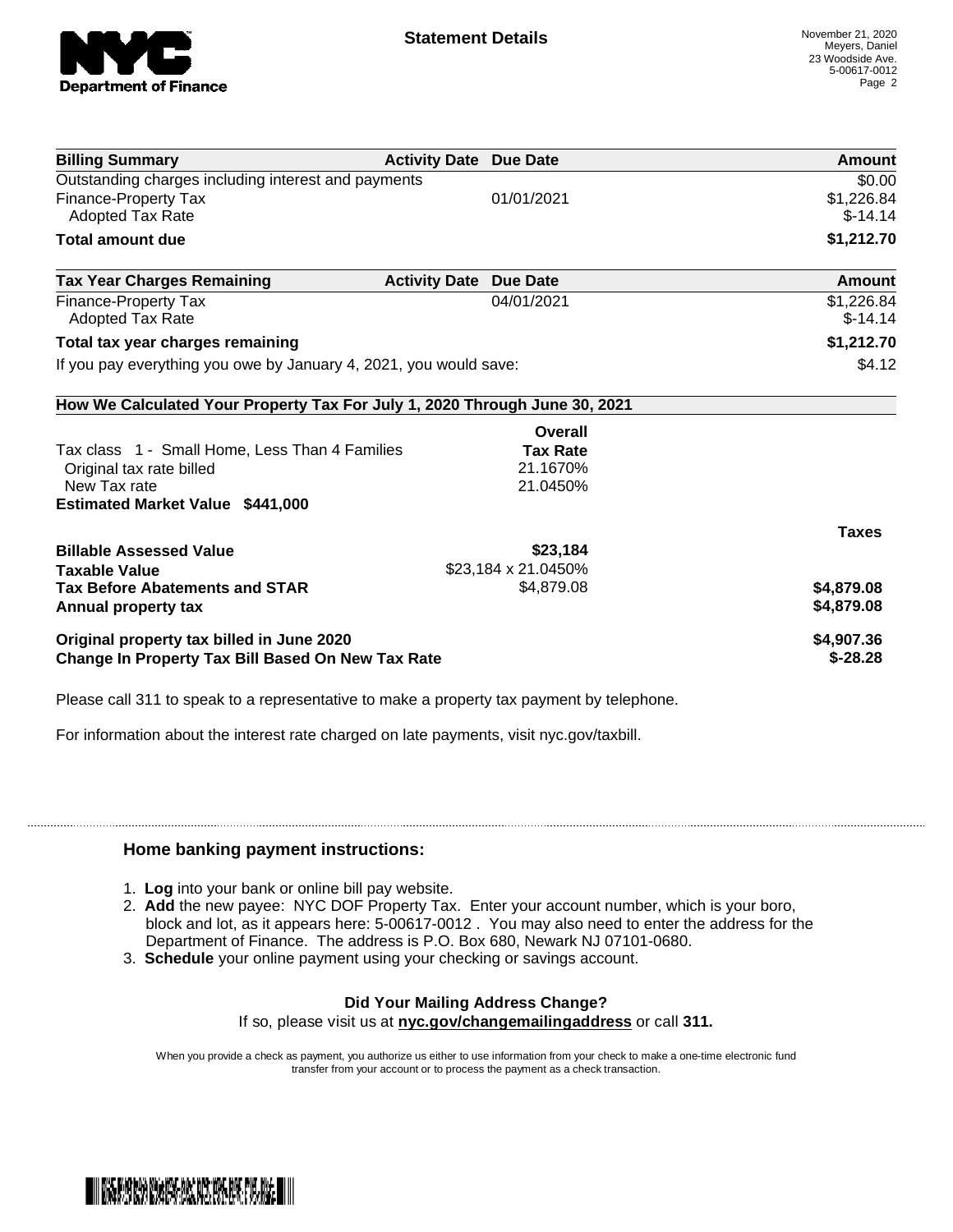# Statement Details

November 21, 2020
Meyers, Daniel
23 Woodside Ave.
5-00617-0012

| Billing Summary | Activity Date | Due Date | Amount |
|---|---|---|---|
| Outstanding charges including interest and payments | | | $0.00 |
| Finance-Property Tax | | 01/01/2021 | $1,226.84 |
| Adopted Tax Rate | | | $-14.14 |
| **Total amount due** | | | **$1,212.70** |

| Tax Year Charges Remaining | Activity Date | Due Date | Amount |
|---|---|---|---|
| Finance-Property Tax | | 04/01/2021 | $1,226.84 |
| Adopted Tax Rate | | | $-14.14 |
| **Total tax year charges remaining** | | | **$1,212.70** |
| If you pay everything you owe by January 4, 2021, you would save: | | | $4.12 |

**How We Calculated Your Property Tax For July 1, 2020 Through June 30, 2021**

| | Overall Tax Rate | Taxes |
|---|---|---|
| Tax class 1 - Small Home, Less Than 4 Families | | |
| Original tax rate billed | 21.1670% | |
| New Tax rate | 21.0450% | |
| **Estimated Market Value $441,000** | | |
| **Billable Assessed Value** | **$23,184** | |
| **Taxable Value** | $23,184 x 21.0450% | |
| **Tax Before Abatements and STAR** | $4,879.08 | **$4,879.08** |
| **Annual property tax** | | **$4,879.08** |
| **Original property tax billed in June 2020** | | **$4,907.36** |
| **Change In Property Tax Bill Based On New Tax Rate** | | **$-28.28** |

Please call 311 to speak to a representative to make a property tax payment by telephone.

For information about the interest rate charged on late payments, visit nyc.gov/taxbill.

## Home banking payment instructions:

1. **Log** into your bank or online bill pay website.
2. **Add** the new payee: NYC DOF Property Tax. Enter your account number, which is your boro, block and lot, as it appears here: 5-00617-0012 . You may also need to enter the address for the Department of Finance. The address is P.O. Box 680, Newark NJ 07101-0680.
3. **Schedule** your online payment using your checking or savings account.

**Did Your Mailing Address Change?**
If so, please visit us at **nyc.gov/changemailingaddress** or call **311.**

When you provide a check as payment, you authorize us either to use information from your check to make a one-time electronic fund transfer from your account or to process the payment as a check transaction.